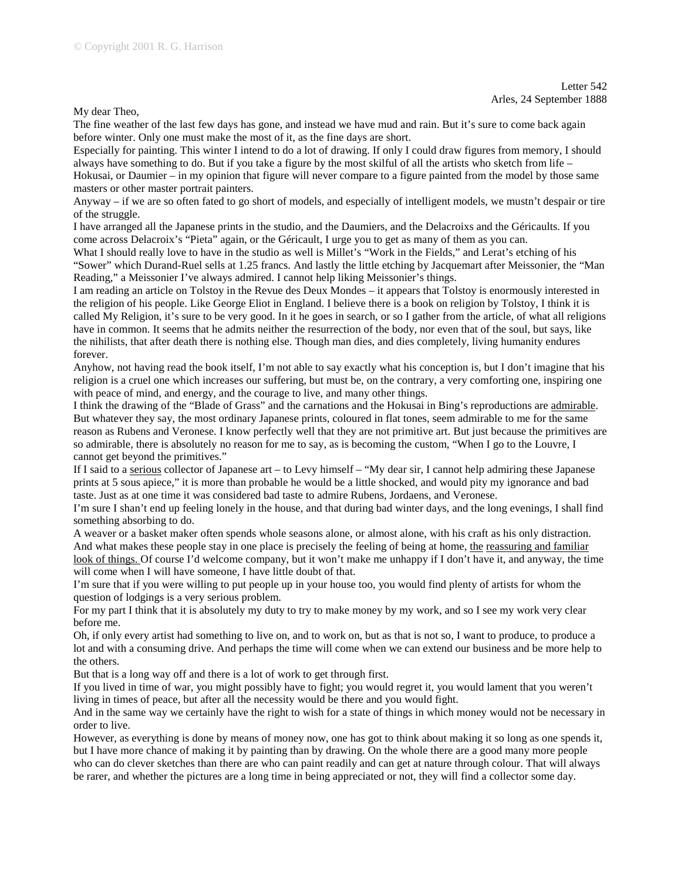© Copyright 2001 R. G. Harrison

Letter 542
Arles, 24 September 1888

My dear Theo,

The fine weather of the last few days has gone, and instead we have mud and rain. But it's sure to come back again before winter. Only one must make the most of it, as the fine days are short.

Especially for painting. This winter I intend to do a lot of drawing. If only I could draw figures from memory, I should always have something to do. But if you take a figure by the most skilful of all the artists who sketch from life – Hokusai, or Daumier – in my opinion that figure will never compare to a figure painted from the model by those same masters or other master portrait painters.

Anyway – if we are so often fated to go short of models, and especially of intelligent models, we mustn't despair or tire of the struggle.

I have arranged all the Japanese prints in the studio, and the Daumiers, and the Delacroixs and the Géricaults. If you come across Delacroix's "Pieta" again, or the Géricault, I urge you to get as many of them as you can.

What I should really love to have in the studio as well is Millet's "Work in the Fields," and Lerat's etching of his "Sower" which Durand-Ruel sells at 1.25 francs. And lastly the little etching by Jacquemart after Meissonier, the "Man Reading," a Meissonier I've always admired. I cannot help liking Meissonier's things.

I am reading an article on Tolstoy in the Revue des Deux Mondes – it appears that Tolstoy is enormously interested in the religion of his people. Like George Eliot in England. I believe there is a book on religion by Tolstoy, I think it is called My Religion, it's sure to be very good. In it he goes in search, or so I gather from the article, of what all religions have in common. It seems that he admits neither the resurrection of the body, nor even that of the soul, but says, like the nihilists, that after death there is nothing else. Though man dies, and dies completely, living humanity endures forever.

Anyhow, not having read the book itself, I'm not able to say exactly what his conception is, but I don't imagine that his religion is a cruel one which increases our suffering, but must be, on the contrary, a very comforting one, inspiring one with peace of mind, and energy, and the courage to live, and many other things.

I think the drawing of the "Blade of Grass" and the carnations and the Hokusai in Bing's reproductions are <u>admirable</u>. But whatever they say, the most ordinary Japanese prints, coloured in flat tones, seem admirable to me for the same reason as Rubens and Veronese. I know perfectly well that they are not primitive art. But just because the primitives are so admirable, there is absolutely no reason for me to say, as is becoming the custom, "When I go to the Louvre, I cannot get beyond the primitives."

If I said to a <u>serious</u> collector of Japanese art – to Levy himself – "My dear sir, I cannot help admiring these Japanese prints at 5 sous apiece," it is more than probable he would be a little shocked, and would pity my ignorance and bad taste. Just as at one time it was considered bad taste to admire Rubens, Jordaens, and Veronese.

I'm sure I shan't end up feeling lonely in the house, and that during bad winter days, and the long evenings, I shall find something absorbing to do.

A weaver or a basket maker often spends whole seasons alone, or almost alone, with his craft as his only distraction. And what makes these people stay in one place is precisely the feeling of being at home, <u>the reassuring and familiar look of things.</u> Of course I'd welcome company, but it won't make me unhappy if I don't have it, and anyway, the time will come when I will have someone, I have little doubt of that.

I'm sure that if you were willing to put people up in your house too, you would find plenty of artists for whom the question of lodgings is a very serious problem.

For my part I think that it is absolutely my duty to try to make money by my work, and so I see my work very clear before me.

Oh, if only every artist had something to live on, and to work on, but as that is not so, I want to produce, to produce a lot and with a consuming drive. And perhaps the time will come when we can extend our business and be more help to the others.

But that is a long way off and there is a lot of work to get through first.

If you lived in time of war, you might possibly have to fight; you would regret it, you would lament that you weren't living in times of peace, but after all the necessity would be there and you would fight.

And in the same way we certainly have the right to wish for a state of things in which money would not be necessary in order to live.

However, as everything is done by means of money now, one has got to think about making it so long as one spends it, but I have more chance of making it by painting than by drawing. On the whole there are a good many more people who can do clever sketches than there are who can paint readily and can get at nature through colour. That will always be rarer, and whether the pictures are a long time in being appreciated or not, they will find a collector some day.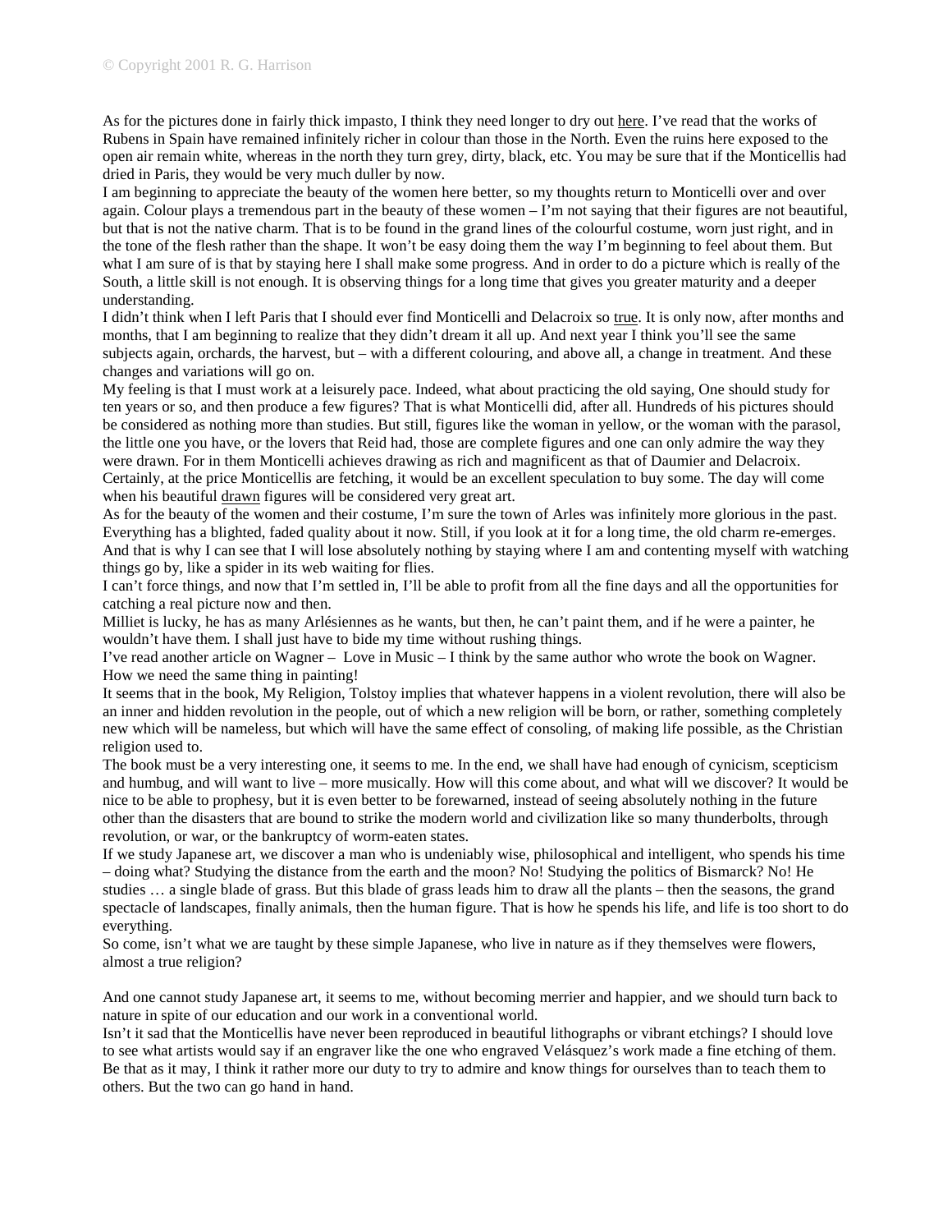As for the pictures done in fairly thick impasto, I think they need longer to dry out <u>here</u>. I've read that the works of Rubens in Spain have remained infinitely richer in colour than those in the North. Even the ruins here exposed to the open air remain white, whereas in the north they turn grey, dirty, black, etc. You may be sure that if the Monticellis had dried in Paris, they would be very much duller by now.

I am beginning to appreciate the beauty of the women here better, so my thoughts return to Monticelli over and over again. Colour plays a tremendous part in the beauty of these women – I'm not saying that their figures are not beautiful, but that is not the native charm. That is to be found in the grand lines of the colourful costume, worn just right, and in the tone of the flesh rather than the shape. It won't be easy doing them the way I'm beginning to feel about them. But what I am sure of is that by staying here I shall make some progress. And in order to do a picture which is really of the South, a little skill is not enough. It is observing things for a long time that gives you greater maturity and a deeper understanding.

I didn't think when I left Paris that I should ever find Monticelli and Delacroix so <u>true</u>. It is only now, after months and months, that I am beginning to realize that they didn't dream it all up. And next year I think you'll see the same subjects again, orchards, the harvest, but – with a different colouring, and above all, a change in treatment. And these changes and variations will go on.

My feeling is that I must work at a leisurely pace. Indeed, what about practicing the old saying, One should study for ten years or so, and then produce a few figures? That is what Monticelli did, after all. Hundreds of his pictures should be considered as nothing more than studies. But still, figures like the woman in yellow, or the woman with the parasol, the little one you have, or the lovers that Reid had, those are complete figures and one can only admire the way they were drawn. For in them Monticelli achieves drawing as rich and magnificent as that of Daumier and Delacroix. Certainly, at the price Monticellis are fetching, it would be an excellent speculation to buy some. The day will come when his beautiful <u>drawn</u> figures will be considered very great art.

As for the beauty of the women and their costume, I'm sure the town of Arles was infinitely more glorious in the past. Everything has a blighted, faded quality about it now. Still, if you look at it for a long time, the old charm re-emerges. And that is why I can see that I will lose absolutely nothing by staying where I am and contenting myself with watching things go by, like a spider in its web waiting for flies.

I can't force things, and now that I'm settled in, I'll be able to profit from all the fine days and all the opportunities for catching a real picture now and then.

Milliet is lucky, he has as many Arlésiennes as he wants, but then, he can't paint them, and if he were a painter, he wouldn't have them. I shall just have to bide my time without rushing things.

I've read another article on Wagner – Love in Music – I think by the same author who wrote the book on Wagner. How we need the same thing in painting!

It seems that in the book, My Religion, Tolstoy implies that whatever happens in a violent revolution, there will also be an inner and hidden revolution in the people, out of which a new religion will be born, or rather, something completely new which will be nameless, but which will have the same effect of consoling, of making life possible, as the Christian religion used to.

The book must be a very interesting one, it seems to me. In the end, we shall have had enough of cynicism, scepticism and humbug, and will want to live – more musically. How will this come about, and what will we discover? It would be nice to be able to prophesy, but it is even better to be forewarned, instead of seeing absolutely nothing in the future other than the disasters that are bound to strike the modern world and civilization like so many thunderbolts, through revolution, or war, or the bankruptcy of worm-eaten states.

If we study Japanese art, we discover a man who is undeniably wise, philosophical and intelligent, who spends his time – doing what? Studying the distance from the earth and the moon? No! Studying the politics of Bismarck? No! He studies … a single blade of grass. But this blade of grass leads him to draw all the plants – then the seasons, the grand spectacle of landscapes, finally animals, then the human figure. That is how he spends his life, and life is too short to do everything.

So come, isn't what we are taught by these simple Japanese, who live in nature as if they themselves were flowers, almost a true religion?

And one cannot study Japanese art, it seems to me, without becoming merrier and happier, and we should turn back to nature in spite of our education and our work in a conventional world.

Isn't it sad that the Monticellis have never been reproduced in beautiful lithographs or vibrant etchings? I should love to see what artists would say if an engraver like the one who engraved Velásquez's work made a fine etching of them. Be that as it may, I think it rather more our duty to try to admire and know things for ourselves than to teach them to others. But the two can go hand in hand.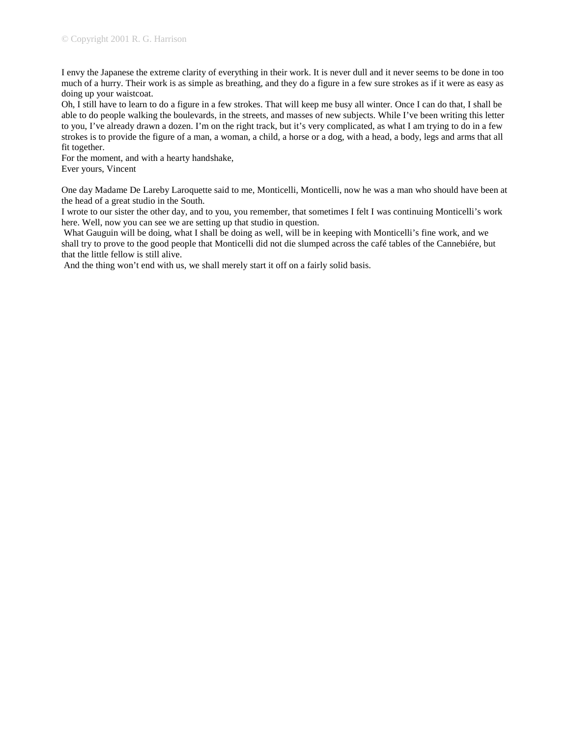I envy the Japanese the extreme clarity of everything in their work. It is never dull and it never seems to be done in too much of a hurry. Their work is as simple as breathing, and they do a figure in a few sure strokes as if it were as easy as doing up your waistcoat.

Oh, I still have to learn to do a figure in a few strokes. That will keep me busy all winter. Once I can do that, I shall be able to do people walking the boulevards, in the streets, and masses of new subjects. While I've been writing this letter to you, I've already drawn a dozen. I'm on the right track, but it's very complicated, as what I am trying to do in a few strokes is to provide the figure of a man, a woman, a child, a horse or a dog, with a head, a body, legs and arms that all fit together.

For the moment, and with a hearty handshake,

Ever yours, Vincent

One day Madame De Lareby Laroquette said to me, Monticelli, Monticelli, now he was a man who should have been at the head of a great studio in the South.

I wrote to our sister the other day, and to you, you remember, that sometimes I felt I was continuing Monticelli's work here. Well, now you can see we are setting up that studio in question.

What Gauguin will be doing, what I shall be doing as well, will be in keeping with Monticelli's fine work, and we shall try to prove to the good people that Monticelli did not die slumped across the café tables of the Cannebiére, but that the little fellow is still alive.

And the thing won't end with us, we shall merely start it off on a fairly solid basis.